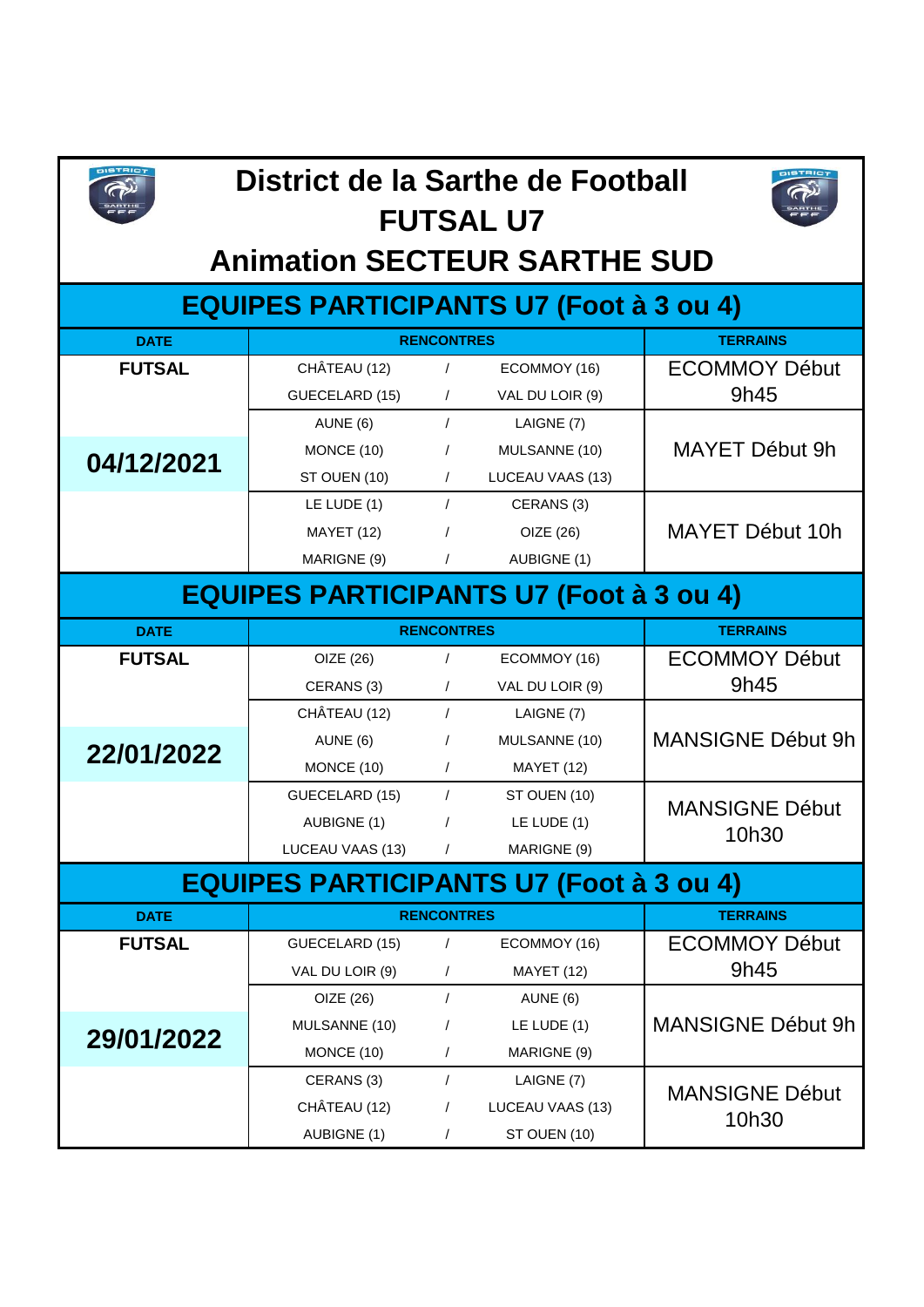# District de la Sarthe de Football
# FUTSAL U7
# Animation SECTEUR SARTHE SUD

## EQUIPES PARTICIPANTS U7 (Foot à 3 ou 4)

| DATE | RENCONTRES | | | TERRAINS |
|---|---|---|---|---|
| FUTSAL | CHÂTEAU (12) | / | ECOMMOY (16) | ECOMMOY Début 9h45 |
| | GUECELARD (15) | / | VAL DU LOIR (9) | |
| | AUNE (6) | / | LAIGNE (7) | MAYET Début 9h |
| 04/12/2021 | MONCE (10) | / | MULSANNE (10) | |
| | ST OUEN (10) | / | LUCEAU VAAS (13) | |
| | LE LUDE (1) | / | CERANS (3) | MAYET Début 10h |
| | MAYET (12) | / | OIZE (26) | |
| | MARIGNE (9) | / | AUBIGNE (1) | |

## EQUIPES PARTICIPANTS U7 (Foot à 3 ou 4)

| DATE | RENCONTRES | | | TERRAINS |
|---|---|---|---|---|
| FUTSAL | OIZE (26) | / | ECOMMOY (16) | ECOMMOY Début 9h45 |
| | CERANS (3) | / | VAL DU LOIR (9) | |
| | CHÂTEAU (12) | / | LAIGNE (7) | MANSIGNE Début 9h |
| 22/01/2022 | AUNE (6) | / | MULSANNE (10) | |
| | MONCE (10) | / | MAYET (12) | |
| | GUECELARD (15) | / | ST OUEN (10) | MANSIGNE Début 10h30 |
| | AUBIGNE (1) | / | LE LUDE (1) | |
| | LUCEAU VAAS (13) | / | MARIGNE (9) | |

## EQUIPES PARTICIPANTS U7 (Foot à 3 ou 4)

| DATE | RENCONTRES | | | TERRAINS |
|---|---|---|---|---|
| FUTSAL | GUECELARD (15) | / | ECOMMOY (16) | ECOMMOY Début 9h45 |
| | VAL DU LOIR (9) | / | MAYET (12) | |
| | OIZE (26) | / | AUNE (6) | MANSIGNE Début 9h |
| 29/01/2022 | MULSANNE (10) | / | LE LUDE (1) | |
| | MONCE (10) | / | MARIGNE (9) | |
| | CERANS (3) | / | LAIGNE (7) | MANSIGNE Début 10h30 |
| | CHÂTEAU (12) | / | LUCEAU VAAS (13) | |
| | AUBIGNE (1) | / | ST OUEN (10) | |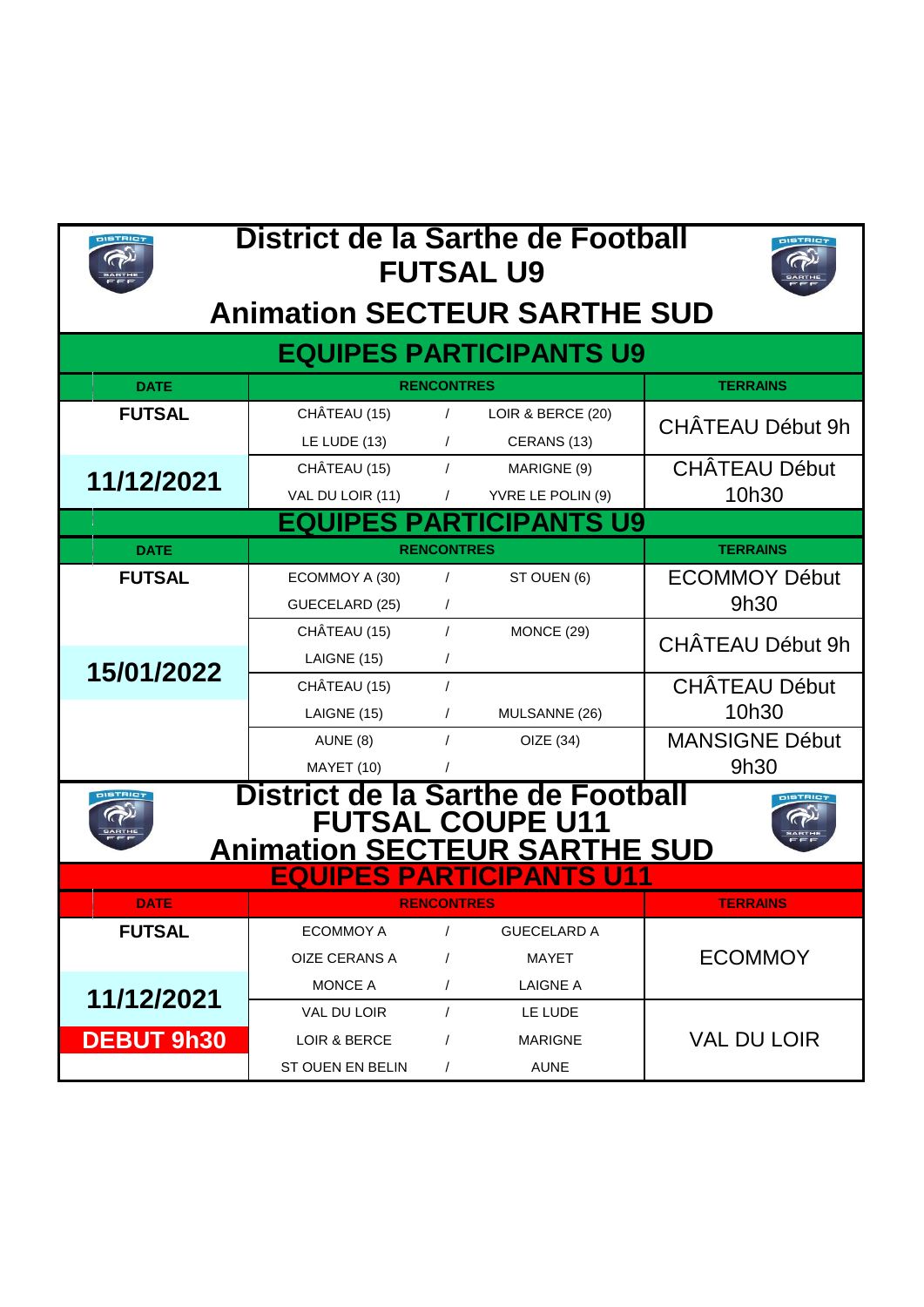# District de la Sarthe de Football
## FUTSAL U9
## Animation SECTEUR SARTHE SUD

### EQUIPES PARTICIPANTS U9

| DATE | RENCONTRES | | | TERRAINS |
|---|---|---|---|---|
| FUTSAL | CHÂTEAU (15) | / | LOIR & BERCE (20) | CHÂTEAU Début 9h |
| | LE LUDE (13) | / | CERANS (13) | |
| 11/12/2021 | CHÂTEAU (15) | / | MARIGNE (9) | CHÂTEAU Début 10h30 |
| | VAL DU LOIR (11) | / | YVRE LE POLIN (9) | |

### EQUIPES PARTICIPANTS U9

| DATE | RENCONTRES | | | TERRAINS |
|---|---|---|---|---|
| FUTSAL | ECOMMOY A (30) | / | ST OUEN (6) | ECOMMOY Début 9h30 |
| | GUECELARD (25) | / | | |
| | CHÂTEAU (15) | / | MONCE (29) | CHÂTEAU Début 9h |
| 15/01/2022 | LAIGNE (15) | / | | |
| | CHÂTEAU (15) | / | | CHÂTEAU Début 10h30 |
| | LAIGNE (15) | / | MULSANNE (26) | |
| | AUNE (8) | / | OIZE (34) | MANSIGNE Début 9h30 |
| | MAYET (10) | / | | |

# District de la Sarthe de Football
## FUTSAL COUPE U11
## Animation SECTEUR SARTHE SUD

### EQUIPES PARTICIPANTS U11

| DATE | RENCONTRES | | | TERRAINS |
|---|---|---|---|---|
| FUTSAL | ECOMMOY A | / | GUECELARD A | ECOMMOY |
| | OIZE CERANS A | / | MAYET | |
| 11/12/2021 | MONCE A | / | LAIGNE A | |
| | VAL DU LOIR | / | LE LUDE | VAL DU LOIR |
| DEBUT 9h30 | LOIR & BERCE | / | MARIGNE | |
| | ST OUEN EN BELIN | / | AUNE | |